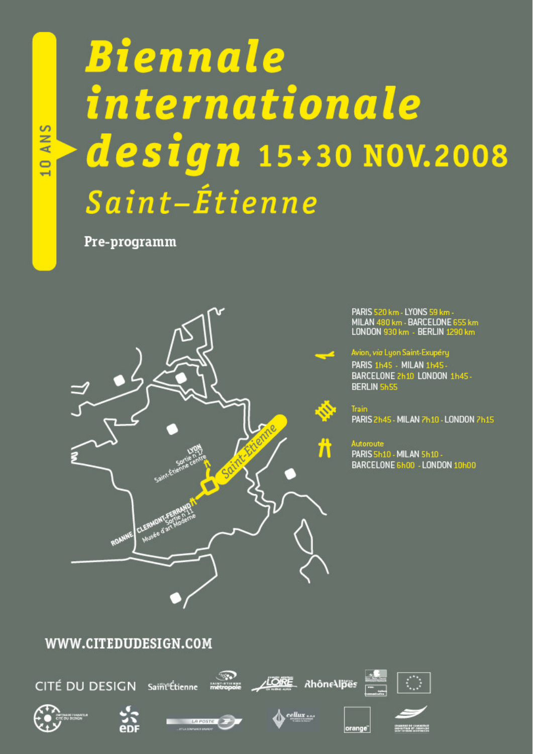10 ANS

# Biennale internationale design 15→30 NOV.2008

## Saint-Étienne

**Pre-programm**

LYON Sortie n°17 Saint-Étienne centre

Saint-Étienne

ROANNE CLERMONT-FERRAND Sortie n°11 Musée d'art Moderne

PARIS 520 km - LYONS 59 km - MILAN 480 km - BARCELONE 655 km LONDON 930 km - BERLIN 1290 km

Avion, *via* Lyon Saint-Exupéry
PARIS 1h45 - MILAN 1h45 - BARCELONE 2h10 LONDON 1h45 - BERLIN 5h55

Train
PARIS 2h45 - MILAN 7h10 - LONDON 7h15

Autoroute
PARIS 5h10 - MILAN 5h10 - BARCELONE 6h00 - LONDON 10h00

**WWW.CITEDUDESIGN.COM**

CITÉ DU DESIGN · Saint-Étienne · Saint-Étienne Métropole · Loire · RhôneAlpes · edf · La Poste · cellux · orange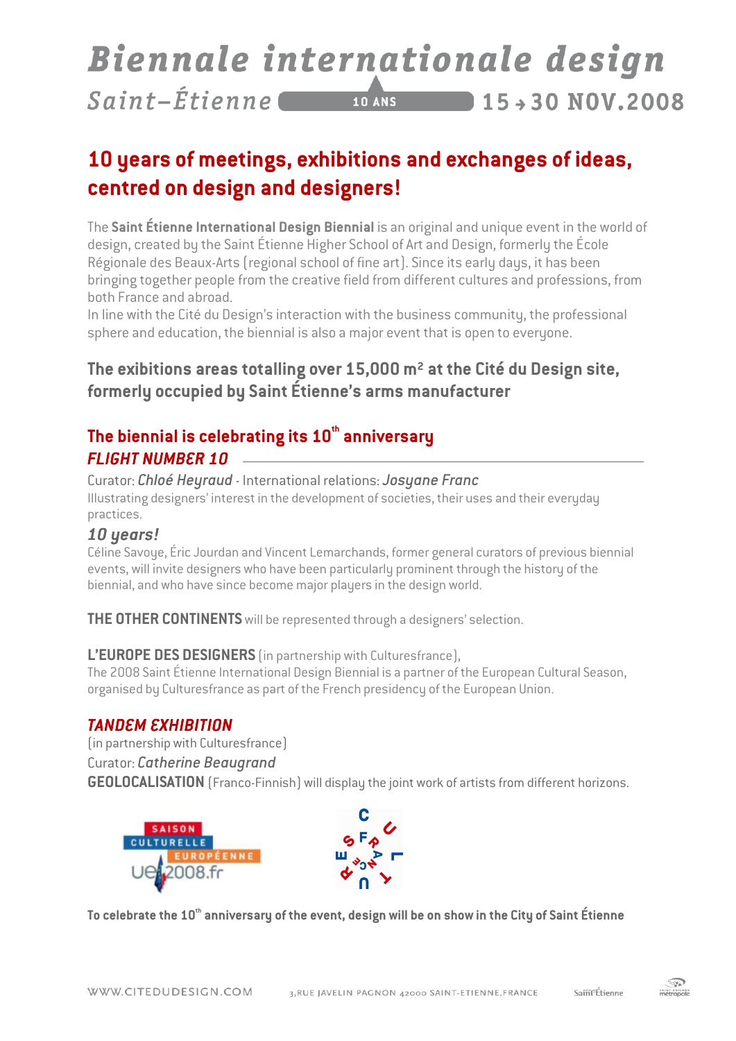# Biennale internationale design

Saint-Étienne **10 ANS** 15 → 30 NOV.2008

## 10 years of meetings, exhibitions and exchanges of ideas, centred on design and designers!

The **Saint Étienne International Design Biennial** is an original and unique event in the world of design, created by the Saint Étienne Higher School of Art and Design, formerly the École Régionale des Beaux-Arts (regional school of fine art). Since its early days, it has been bringing together people from the creative field from different cultures and professions, from both France and abroad.
In line with the Cité du Design's interaction with the business community, the professional sphere and education, the biennial is also a major event that is open to everyone.

### The exibitions areas totalling over 15,000 m² at the Cité du Design site, formerly occupied by Saint Étienne's arms manufacturer

### The biennial is celebrating its 10th anniversary

***FLIGHT NUMBER 10***

Curator: *Chloé Heyraud* - International relations: *Josyane Franc*
Illustrating designers' interest in the development of societies, their uses and their everyday practices.

***10 years!***

Céline Savoye, Éric Jourdan and Vincent Lemarchands, former general curators of previous biennial events, will invite designers who have been particularly prominent through the history of the biennial, and who have since become major players in the design world.

**THE OTHER CONTINENTS** will be represented through a designers' selection.

**L'EUROPE DES DESIGNERS** (in partnership with Culturesfrance),
The 2008 Saint Étienne International Design Biennial is a partner of the European Cultural Season, organised by Culturesfrance as part of the French presidency of the European Union.

***TANDEM EXHIBITION***

(in partnership with Culturesfrance)
Curator: *Catherine Beaugrand*
**GEOLOCALISATION** (Franco-Finnish) will display the joint work of artists from different horizons.

SAISON CULTURELLE EUROPÉENNE ue2008.fr

CULTURESFRANCE

**To celebrate the 10th anniversary of the event, design will be on show in the City of Saint Étienne**

WWW.CITEDUDESIGN.COM 3, RUE JAVELIN PAGNON 42000 SAINT-ETIENNE, FRANCE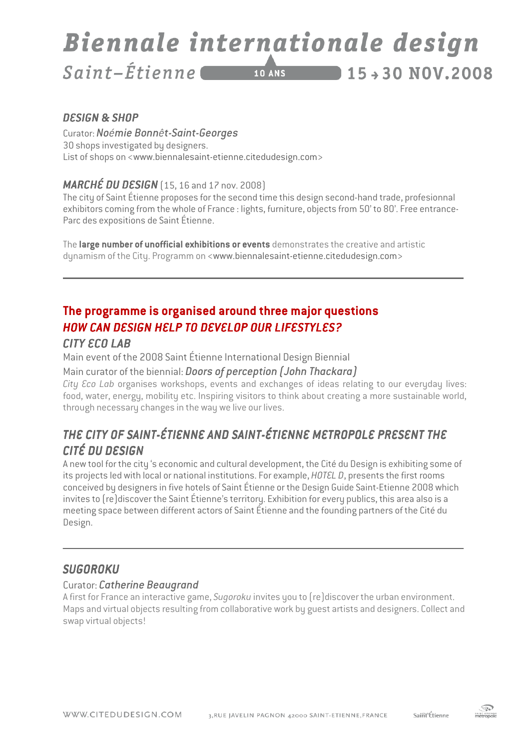# Biennale internationale design

## Saint-Étienne — 10 ANS — 15 → 30 NOV.2008

### *DESIGN & SHOP*

Curator: *Noémie Bonnêt-Saint-Georges*
30 shops investigated by designers.
List of shops on <www.biennalesaint-etienne.citedudesign.com>

### *MARCHÉ DU DESIGN* (15, 16 and 17 nov. 2008)

The city of Saint Étienne proposes for the second time this design second-hand trade, profesionnal exhibitors coming from the whole of France : lights, furniture, objects from 50' to 80'. Free entrance-Parc des expositions de Saint Étienne.

The **large number of unofficial exhibitions or events** demonstrates the creative and artistic dynamism of the City. Programm on <www.biennalesaint-etienne.citedudesign.com>

---

## The programme is organised around three major questions

### *HOW CAN DESIGN HELP TO DEVELOP OUR LIFESTYLES?*

### *CITY ECO LAB*

Main event of the 2008 Saint Étienne International Design Biennial

Main curator of the biennial: *Doors of perception (John Thackara)*

*City Eco Lab* organises workshops, events and exchanges of ideas relating to our everyday lives: food, water, energy, mobility etc. Inspiring visitors to think about creating a more sustainable world, through necessary changes in the way we live our lives.

### *THE CITY OF SAINT-ÉTIENNE AND SAINT-ÉTIENNE METROPOLE PRESENT THE CITÉ DU DESIGN*

A new tool for the city 's economic and cultural development, the Cité du Design is exhibiting some of its projects led with local or national institutions. For example, *HOTEL D*, presents the first rooms conceived by designers in five hotels of Saint Étienne or the Design Guide Saint-Etienne 2008 which invites to (re)discover the Saint Étienne's territory. Exhibition for every publics, this area also is a meeting space between different actors of Saint Étienne and the founding partners of the Cité du Design.

---

### *SUGOROKU*

Curator: *Catherine Beaugrand*

A first for France an interactive game, *Sugoroku* invites you to (re)discover the urban environment. Maps and virtual objects resulting from collaborative work by guest artists and designers. Collect and swap virtual objects!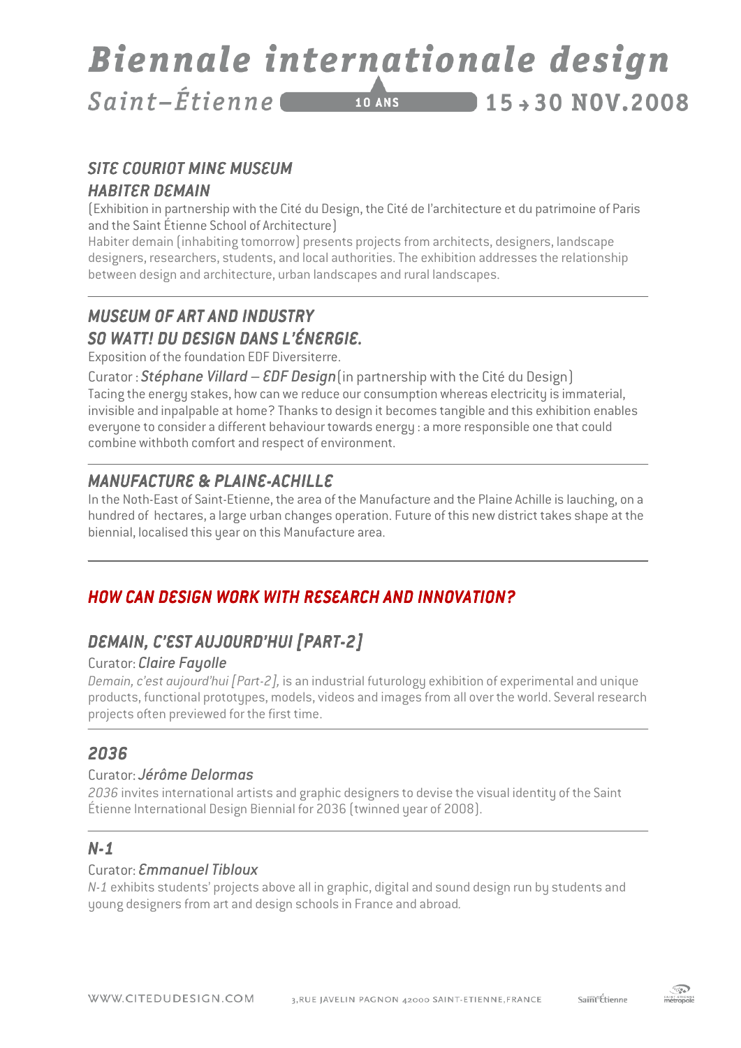# Biennale internationale design

Saint–Étienne 10 ANS 15 → 30 NOV.2008

## SITE COURIOT MINE MUSEUM
## HABITER DEMAIN

(Exhibition in partnership with the Cité du Design, the Cité de l'architecture et du patrimoine of Paris and the Saint Étienne School of Architecture)

Habiter demain (inhabiting tomorrow) presents projects from architects, designers, landscape designers, researchers, students, and local authorities. The exhibition addresses the relationship between design and architecture, urban landscapes and rural landscapes.

---

## MUSEUM OF ART AND INDUSTRY
## SO WATT! DU DESIGN DANS L'ÉNERGIE.

Exposition of the foundation EDF Diversiterre.

Curator : ***Stéphane Villard – EDF Design*** (in partnership with the Cité du Design)

Facing the energy stakes, how can we reduce our consumption whereas electricity is immaterial, invisible and inpalpable at home? Thanks to design it becomes tangible and this exhibition enables everyone to consider a different behaviour towards energy : a more responsible one that could combine withboth comfort and respect of environment.

---

## MANUFACTURE & PLAINE-ACHILLE

In the Noth-East of Saint-Etienne, the area of the Manufacture and the Plaine Achille is lauching, on a hundred of hectares, a large urban changes operation. Future of this new district takes shape at the biennial, localised this year on this Manufacture area.

---

## HOW CAN DESIGN WORK WITH RESEARCH AND INNOVATION?

## DEMAIN, C'EST AUJOURD'HUI [PART-2]

Curator: ***Claire Fayolle***

*Demain, c'est aujourd'hui [Part-2],* is an industrial futurology exhibition of experimental and unique products, functional prototypes, models, videos and images from all over the world. Several research projects often previewed for the first time.

---

## 2036

Curator: ***Jérôme Delormas***

*2036* invites international artists and graphic designers to devise the visual identity of the Saint Étienne International Design Biennial for 2036 (twinned year of 2008).

---

## N-1

Curator: ***Emmanuel Tibloux***

*N-1* exhibits students' projects above all in graphic, digital and sound design run by students and young designers from art and design schools in France and abroad.

WWW.CITEDUDESIGN.COM 3, RUE JAVELIN PAGNON 42000 SAINT-ETIENNE, FRANCE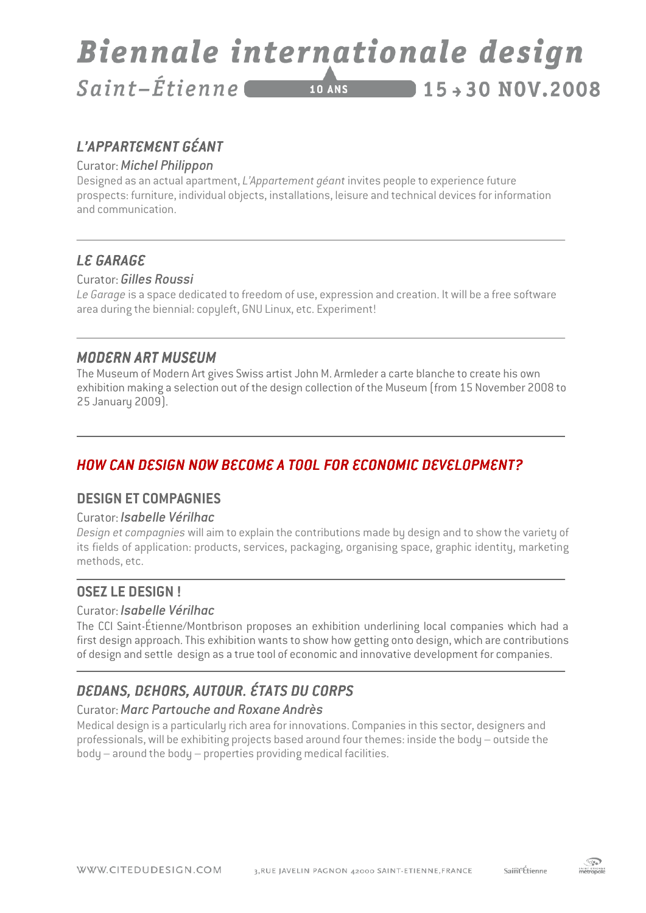## L'APPARTEMENT GÉANT

Curator: *Michel Philippon*

Designed as an actual apartment, *L'Appartement géant* invites people to experience future prospects: furniture, individual objects, installations, leisure and technical devices for information and communication.

## LE GARAGE

Curator: *Gilles Roussi*

*Le Garage* is a space dedicated to freedom of use, expression and creation. It will be a free software area during the biennial: copyleft, GNU Linux, etc. Experiment!

## MODERN ART MUSEUM

The Museum of Modern Art gives Swiss artist John M. Armleder a carte blanche to create his own exhibition making a selection out of the design collection of the Museum (from 15 November 2008 to 25 January 2009).

# HOW CAN DESIGN NOW BECOME A TOOL FOR ECONOMIC DEVELOPMENT?

## DESIGN ET COMPAGNIES

Curator: *Isabelle Vérilhac*

*Design et compagnies* will aim to explain the contributions made by design and to show the variety of its fields of application: products, services, packaging, organising space, graphic identity, marketing methods, etc.

## OSEZ LE DESIGN !

Curator: *Isabelle Vérilhac*

The CCI Saint-Étienne/Montbrison proposes an exhibition underlining local companies which had a first design approach. This exhibition wants to show how getting onto design, which are contributions of design and settle design as a true tool of economic and innovative development for companies.

## DEDANS, DEHORS, AUTOUR. ÉTATS DU CORPS

Curator: *Marc Partouche and Roxane Andrès*

Medical design is a particularly rich area for innovations. Companies in this sector, designers and professionals, will be exhibiting projects based around four themes: inside the body – outside the body – around the body – properties providing medical facilities.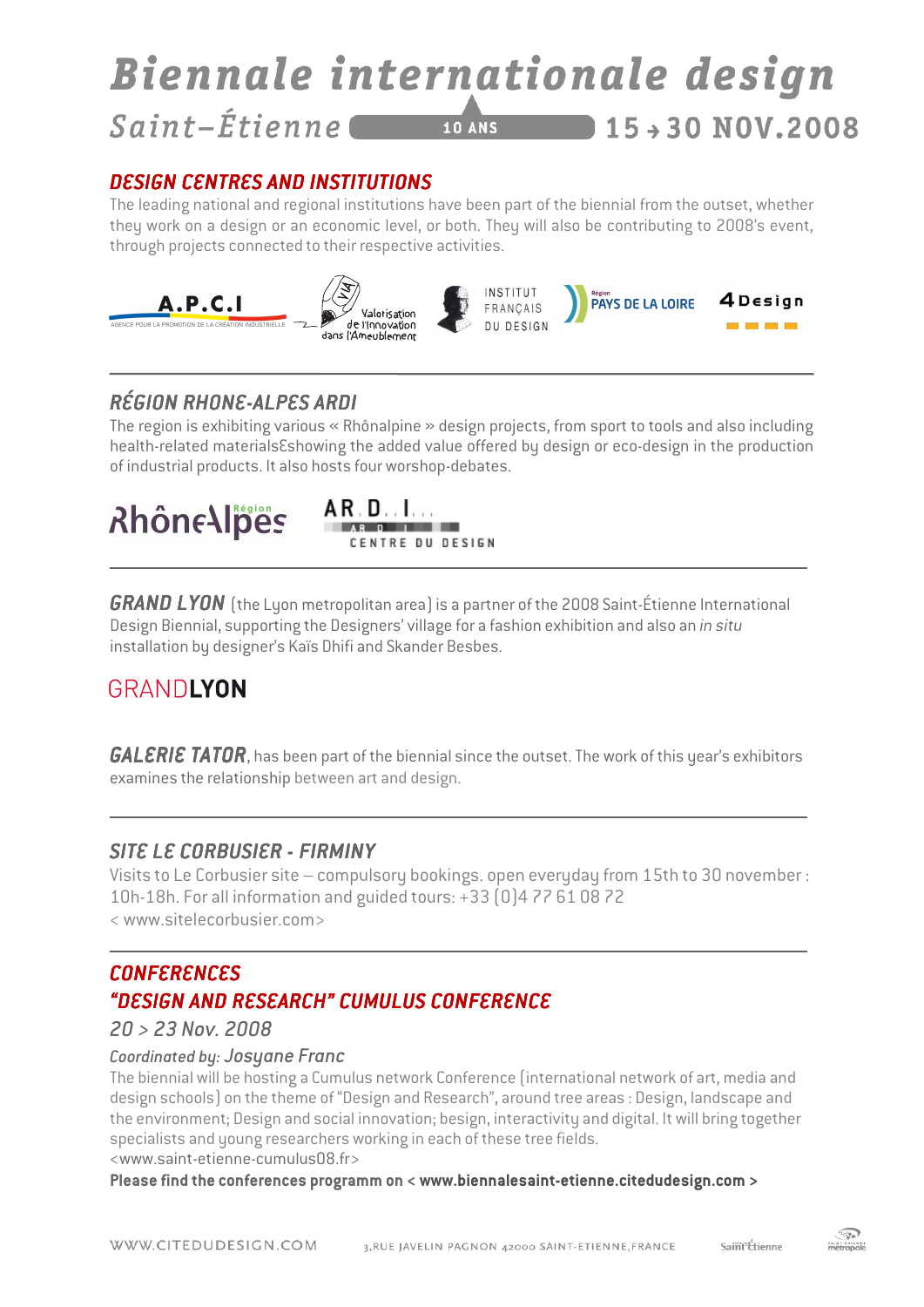# Biennale internationale design

Saint-Étienne 10 ANS 15 → 30 NOV.2008

## DESIGN CENTRES AND INSTITUTIONS

The leading national and regional institutions have been part of the biennial from the outset, whether they work on a design or an economic level, or both. They will also be contributing to 2008's event, through projects connected to their respective activities.

A.P.C.I — AGENCE POUR LA PROMOTION DE LA CRÉATION INDUSTRIELLE · VIA Valorisation de l'innovation dans l'Ameublement · INSTITUT FRANÇAIS DU DESIGN · Région PAYS DE LA LOIRE · 4Design

## RÉGION RHONE-ALPES ARDI

The region is exhibiting various « Rhônalpine » design projects, from sport to tools and also including health-related materialsƐshowing the added value offered by design or eco-design in the production of industrial products. It also hosts four worshop-debates.

RhôneAlpes Région · AR.D.I. CENTRE DU DESIGN

**GRAND LYON** (the Lyon metropolitan area) is a partner of the 2008 Saint-Étienne International Design Biennial, supporting the Designers' village for a fashion exhibition and also an *in situ* installation by designer's Kaïs Dhifi and Skander Besbes.

GRANDLYON

**GALERIE TATOR**, has been part of the biennial since the outset. The work of this year's exhibitors examines the relationship between art and design.

## SITE LE CORBUSIER - FIRMINY

Visits to Le Corbusier site – compulsory bookings. open everyday from 15th to 30 november : 10h-18h. For all information and guided tours: +33 (0)4 77 61 08 72
< www.sitelecorbusier.com>

## CONFERENCES

## "DESIGN AND RESEARCH" CUMULUS CONFERENCE

### 20 > 23 Nov. 2008

*Coordinated by: Josyane Franc*

The biennial will be hosting a Cumulus network Conference (international network of art, media and design schools) on the theme of "Design and Research", around tree areas : Design, landscape and the environment; Design and social innovation; besign, interactivity and digital. It will bring together specialists and young researchers working in each of these tree fields.
<www.saint-etienne-cumulus08.fr>

**Please find the conferences programm on < www.biennalesaint-etienne.citedudesign.com >**

WWW.CITEDUDESIGN.COM 3,RUE JAVELIN PAGNON 42000 SAINT-ETIENNE,FRANCE Saint-Étienne Saint-Étienne métropole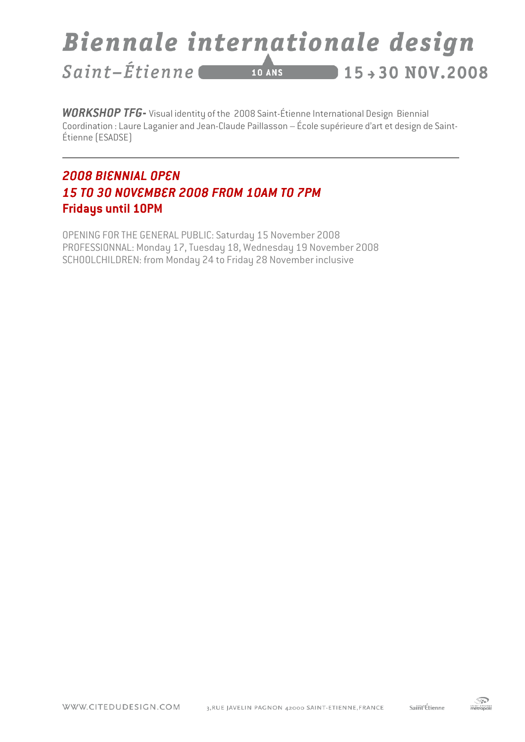# Biennale internationale design

Saint-Étienne 10 ANS 15 → 30 NOV.2008

***WORKSHOP TFG-*** Visual identity of the 2008 Saint-Étienne International Design Biennial
Coordination : Laure Laganier and Jean-Claude Paillasson – École supérieure d'art et design de Saint-Étienne (ESADSE)

---

## *2008 BIENNIAL OPEN*
## *15 TO 30 NOVEMBER 2008 FROM 10AM TO 7PM*
### Fridays until 10PM

OPENING FOR THE GENERAL PUBLIC: Saturday 15 November 2008
PROFESSIONNAL: Monday 17, Tuesday 18, Wednesday 19 November 2008
SCHOOLCHILDREN: from Monday 24 to Friday 28 November inclusive